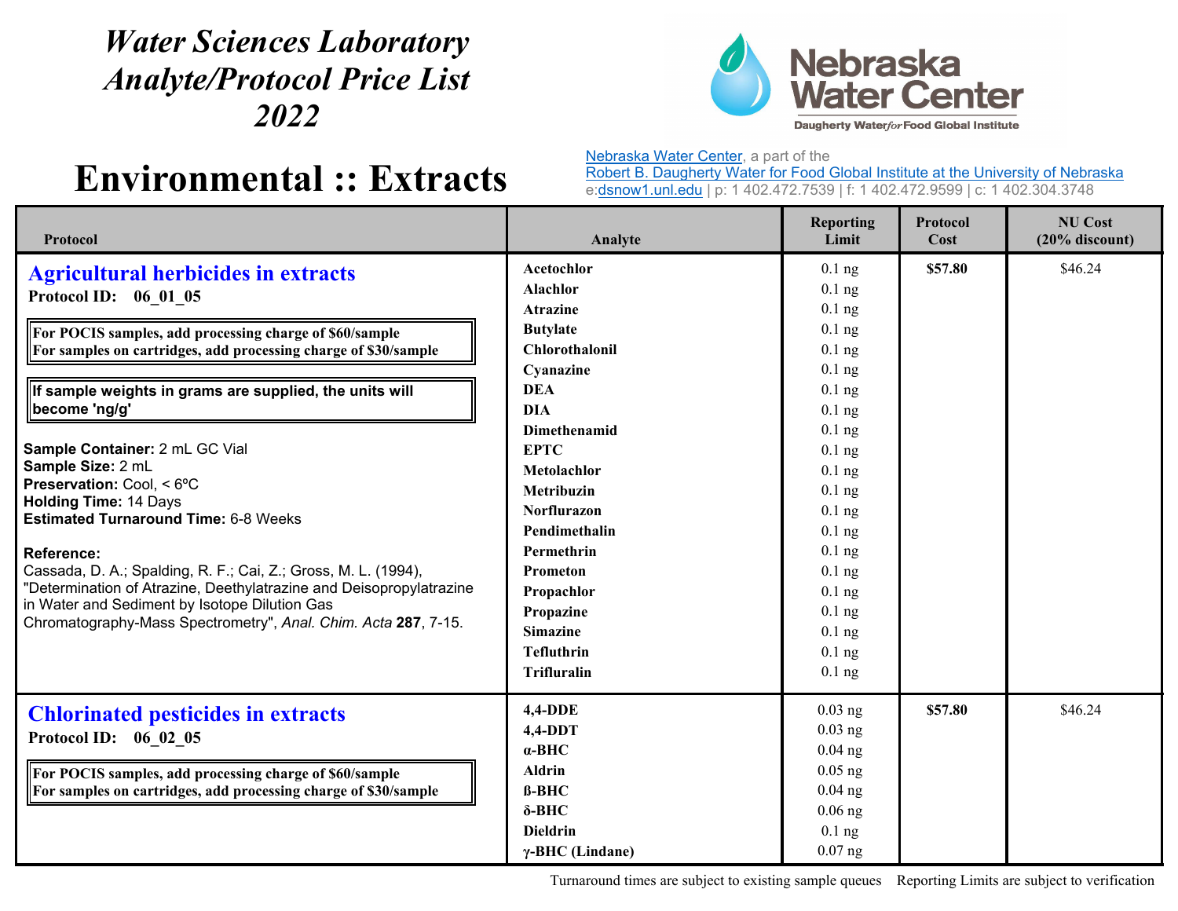# Water Sciences Laboratory Analyte/Protocol Price List 2022

# Environmental :: Extracts

Nebraska Water Center, a part of the
Robert B. Daugherty Water for Food Global Institute at the University of Nebraska
e:dsnow1.unl.edu | p: 1 402.472.7539 | f: 1 402.472.9599 | c: 1 402.304.3748

| Protocol | Analyte | Reporting Limit | Protocol Cost | NU Cost (20% discount) |
|---|---|---|---|---|
| **Agricultural herbicides in extracts** Protocol ID: 06_01_05 | Acetochlor | 0.1 ng | **$57.80** | $46.24 |
| For POCIS samples, add processing charge of $60/sample; For samples on cartridges, add processing charge of $30/sample | Alachlor | 0.1 ng | | |
| If sample weights in grams are supplied, the units will become 'ng/g' | Atrazine | 0.1 ng | | |
| **Sample Container:** 2 mL GC Vial | Butylate | 0.1 ng | | |
| **Sample Size:** 2 mL | Chlorothalonil | 0.1 ng | | |
| **Preservation:** Cool, < 6ºC | Cyanazine | 0.1 ng | | |
| **Holding Time:** 14 Days | DEA | 0.1 ng | | |
| **Estimated Turnaround Time:** 6-8 Weeks | DIA | 0.1 ng | | |
| **Reference:** Cassada, D. A.; Spalding, R. F.; Cai, Z.; Gross, M. L. (1994), "Determination of Atrazine, Deethylatrazine and Deisopropylatrazine in Water and Sediment by Isotope Dilution Gas Chromatography-Mass Spectrometry", *Anal. Chim. Acta* **287**, 7-15. | Dimethenamid | 0.1 ng | | |
| | EPTC | 0.1 ng | | |
| | Metolachlor | 0.1 ng | | |
| | Metribuzin | 0.1 ng | | |
| | Norflurazon | 0.1 ng | | |
| | Pendimethalin | 0.1 ng | | |
| | Permethrin | 0.1 ng | | |
| | Prometon | 0.1 ng | | |
| | Propachlor | 0.1 ng | | |
| | Propazine | 0.1 ng | | |
| | Simazine | 0.1 ng | | |
| | Tefluthrin | 0.1 ng | | |
| | Trifluralin | 0.1 ng | | |
| **Chlorinated pesticides in extracts** Protocol ID: 06_02_05 | 4,4-DDE | 0.03 ng | **$57.80** | $46.24 |
| For POCIS samples, add processing charge of $60/sample; For samples on cartridges, add processing charge of $30/sample | 4,4-DDT | 0.03 ng | | |
| | α-BHC | 0.04 ng | | |
| | Aldrin | 0.05 ng | | |
| | ß-BHC | 0.04 ng | | |
| | δ-BHC | 0.06 ng | | |
| | Dieldrin | 0.1 ng | | |
| | γ-BHC (Lindane) | 0.07 ng | | |

Turnaround times are subject to existing sample queues    Reporting Limits are subject to verification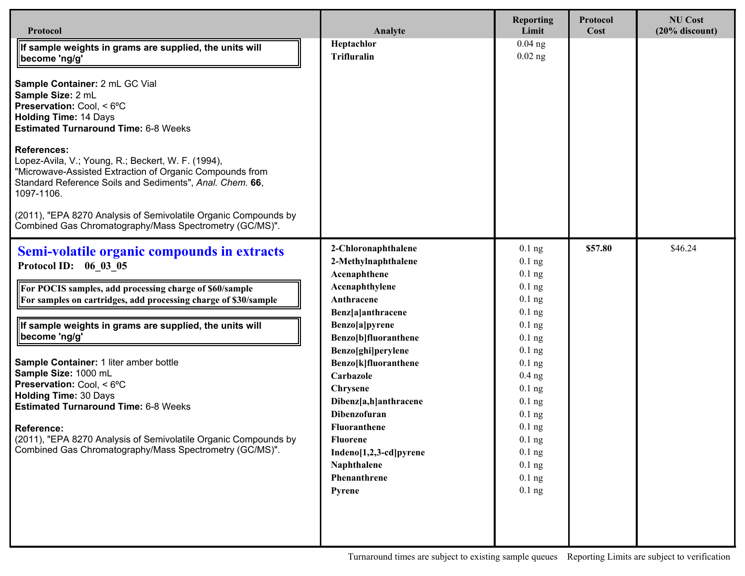| Protocol | Analyte | Reporting Limit | Protocol Cost | NU Cost (20% discount) |
|---|---|---|---|---|
| If sample weights in grams are supplied, the units will become 'ng/g'<br><br>**Sample Container:** 2 mL GC Vial<br>**Sample Size:** 2 mL<br>**Preservation:** Cool, < 6ºC<br>**Holding Time:** 14 Days<br>**Estimated Turnaround Time:** 6-8 Weeks<br><br>**References:**<br>Lopez-Avila, V.; Young, R.; Beckert, W. F. (1994), "Microwave-Assisted Extraction of Organic Compounds from Standard Reference Soils and Sediments", *Anal. Chem.* **66**, 1097-1106.<br><br>(2011), "EPA 8270 Analysis of Semivolatile Organic Compounds by Combined Gas Chromatography/Mass Spectrometry (GC/MS)". | **Heptachlor**<br>**Trifluralin** | 0.04 ng<br>0.02 ng | | |
| **Semi-volatile organic compounds in extracts**<br>**Protocol ID: 06_03_05**<br><br>For POCIS samples, add processing charge of $60/sample<br>For samples on cartridges, add processing charge of $30/sample<br><br>If sample weights in grams are supplied, the units will become 'ng/g'<br><br>**Sample Container:** 1 liter amber bottle<br>**Sample Size:** 1000 mL<br>**Preservation:** Cool, < 6ºC<br>**Holding Time:** 30 Days<br>**Estimated Turnaround Time:** 6-8 Weeks<br><br>**Reference:**<br>(2011), "EPA 8270 Analysis of Semivolatile Organic Compounds by Combined Gas Chromatography/Mass Spectrometry (GC/MS)". | **2-Chloronaphthalene**<br>**2-Methylnaphthalene**<br>**Acenaphthene**<br>**Acenaphthylene**<br>**Anthracene**<br>**Benz[a]anthracene**<br>**Benzo[a]pyrene**<br>**Benzo[b]fluoranthene**<br>**Benzo[ghi]perylene**<br>**Benzo[k]fluoranthene**<br>**Carbazole**<br>**Chrysene**<br>**Dibenz[a,h]anthracene**<br>**Dibenzofuran**<br>**Fluoranthene**<br>**Fluorene**<br>**Indeno[1,2,3-cd]pyrene**<br>**Naphthalene**<br>**Phenanthrene**<br>**Pyrene** | 0.1 ng<br>0.1 ng<br>0.1 ng<br>0.1 ng<br>0.1 ng<br>0.1 ng<br>0.1 ng<br>0.1 ng<br>0.1 ng<br>0.1 ng<br>0.4 ng<br>0.1 ng<br>0.1 ng<br>0.1 ng<br>0.1 ng<br>0.1 ng<br>0.1 ng<br>0.1 ng<br>0.1 ng<br>0.1 ng | **$57.80** | $46.24 |

Turnaround times are subject to existing sample queues    Reporting Limits are subject to verification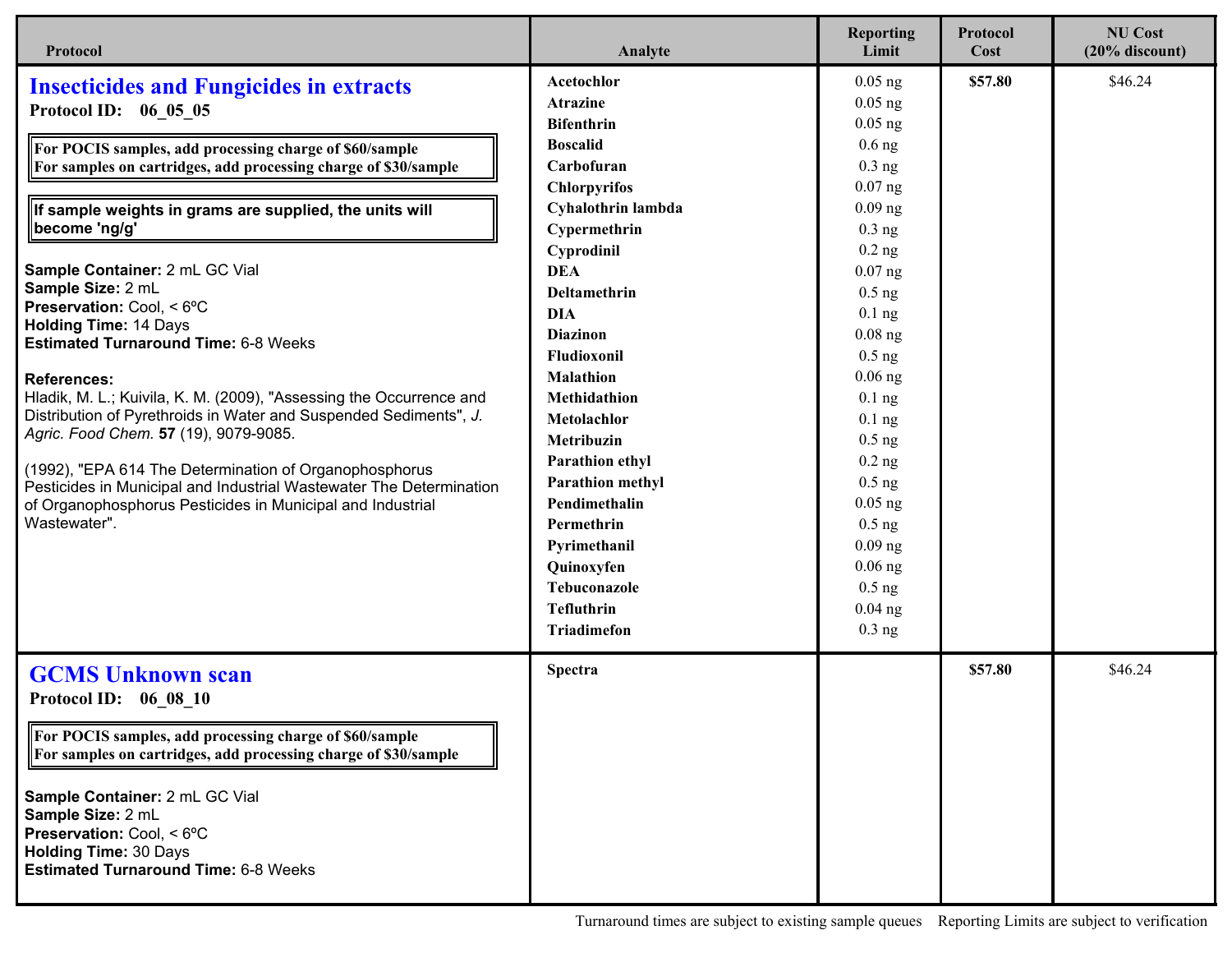| Protocol | Analyte | Reporting Limit | Protocol Cost | NU Cost (20% discount) |
|---|---|---|---|---|
| **Insecticides and Fungicides in extracts** | **Acetochlor** | 0.05 ng | **$57.80** | $46.24 |
| **Protocol ID: 06_05_05** | **Atrazine** | 0.05 ng | | |
| **For POCIS samples, add processing charge of $60/sample** | **Bifenthrin** | 0.05 ng | | |
| **For samples on cartridges, add processing charge of $30/sample** | **Boscalid** | 0.6 ng | | |
| **If sample weights in grams are supplied, the units will become 'ng/g'** | **Carbofuran** | 0.3 ng | | |
| **Sample Container:** 2 mL GC Vial | **Chlorpyrifos** | 0.07 ng | | |
| **Sample Size:** 2 mL | **Cyhalothrin lambda** | 0.09 ng | | |
| **Preservation:** Cool, < 6ºC | **Cypermethrin** | 0.3 ng | | |
| **Holding Time:** 14 Days | **Cyprodinil** | 0.2 ng | | |
| **Estimated Turnaround Time:** 6-8 Weeks | **DEA** | 0.07 ng | | |
| **References:** | **Deltamethrin** | 0.5 ng | | |
| Hladik, M. L.; Kuivila, K. M. (2009), "Assessing the Occurrence and Distribution of Pyrethroids in Water and Suspended Sediments", *J. Agric. Food Chem.* **57** (19), 9079-9085. | **DIA** | 0.1 ng | | |
| (1992), "EPA 614 The Determination of Organophosphorus Pesticides in Municipal and Industrial Wastewater The Determination of Organophosphorus Pesticides in Municipal and Industrial Wastewater". | **Diazinon** | 0.08 ng | | |
| | **Fludioxonil** | 0.5 ng | | |
| | **Malathion** | 0.06 ng | | |
| | **Methidathion** | 0.1 ng | | |
| | **Metolachlor** | 0.1 ng | | |
| | **Metribuzin** | 0.5 ng | | |
| | **Parathion ethyl** | 0.2 ng | | |
| | **Parathion methyl** | 0.5 ng | | |
| | **Pendimethalin** | 0.05 ng | | |
| | **Permethrin** | 0.5 ng | | |
| | **Pyrimethanil** | 0.09 ng | | |
| | **Quinoxyfen** | 0.06 ng | | |
| | **Tebuconazole** | 0.5 ng | | |
| | **Tefluthrin** | 0.04 ng | | |
| | **Triadimefon** | 0.3 ng | | |
| **GCMS Unknown scan** | **Spectra** | | **$57.80** | $46.24 |
| **Protocol ID: 06_08_10** | | | | |
| **For POCIS samples, add processing charge of $60/sample** | | | | |
| **For samples on cartridges, add processing charge of $30/sample** | | | | |
| **Sample Container:** 2 mL GC Vial | | | | |
| **Sample Size:** 2 mL | | | | |
| **Preservation:** Cool, < 6ºC | | | | |
| **Holding Time:** 30 Days | | | | |
| **Estimated Turnaround Time:** 6-8 Weeks | | | | |

Turnaround times are subject to existing sample queues    Reporting Limits are subject to verification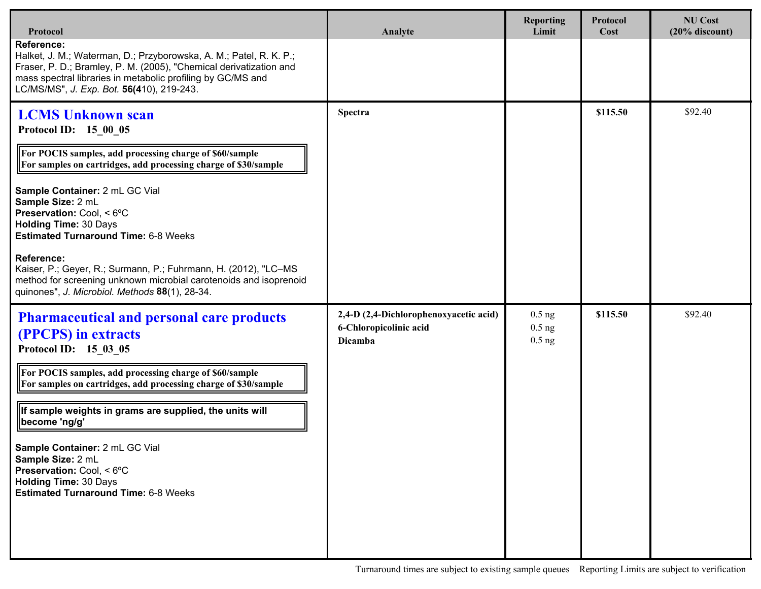| Protocol | Analyte | Reporting Limit | Protocol Cost | NU Cost (20% discount) |
|---|---|---|---|---|
| **Reference:**<br>Halket, J. M.; Waterman, D.; Przyborowska, A. M.; Patel, R. K. P.; Fraser, P. D.; Bramley, P. M. (2005), "Chemical derivatization and mass spectral libraries in metabolic profiling by GC/MS and LC/MS/MS", *J. Exp. Bot.* **56(4**10), 219-243. | | | | |
| **LCMS Unknown scan**<br>**Protocol ID: 15_00_05**<br><br>**For POCIS samples, add processing charge of $60/sample**<br>**For samples on cartridges, add processing charge of $30/sample**<br><br>**Sample Container:** 2 mL GC Vial<br>**Sample Size:** 2 mL<br>**Preservation:** Cool, < 6ºC<br>**Holding Time:** 30 Days<br>**Estimated Turnaround Time:** 6-8 Weeks<br><br>**Reference:**<br>Kaiser, P.; Geyer, R.; Surmann, P.; Fuhrmann, H. (2012), "LC–MS method for screening unknown microbial carotenoids and isoprenoid quinones", *J. Microbiol. Methods* **88**(1), 28-34. | **Spectra** | | **$115.50** | $92.40 |
| **Pharmaceutical and personal care products (PPCPS) in extracts**<br>**Protocol ID: 15_03_05**<br><br>**For POCIS samples, add processing charge of $60/sample**<br>**For samples on cartridges, add processing charge of $30/sample**<br><br>**If sample weights in grams are supplied, the units will become 'ng/g'**<br><br>**Sample Container:** 2 mL GC Vial<br>**Sample Size:** 2 mL<br>**Preservation:** Cool, < 6ºC<br>**Holding Time:** 30 Days<br>**Estimated Turnaround Time:** 6-8 Weeks | **2,4-D (2,4-Dichlorophenoxyacetic acid)**<br>**6-Chloropicolinic acid**<br>**Dicamba** | 0.5 ng<br>0.5 ng<br>0.5 ng | **$115.50** | $92.40 |

Turnaround times are subject to existing sample queues Reporting Limits are subject to verification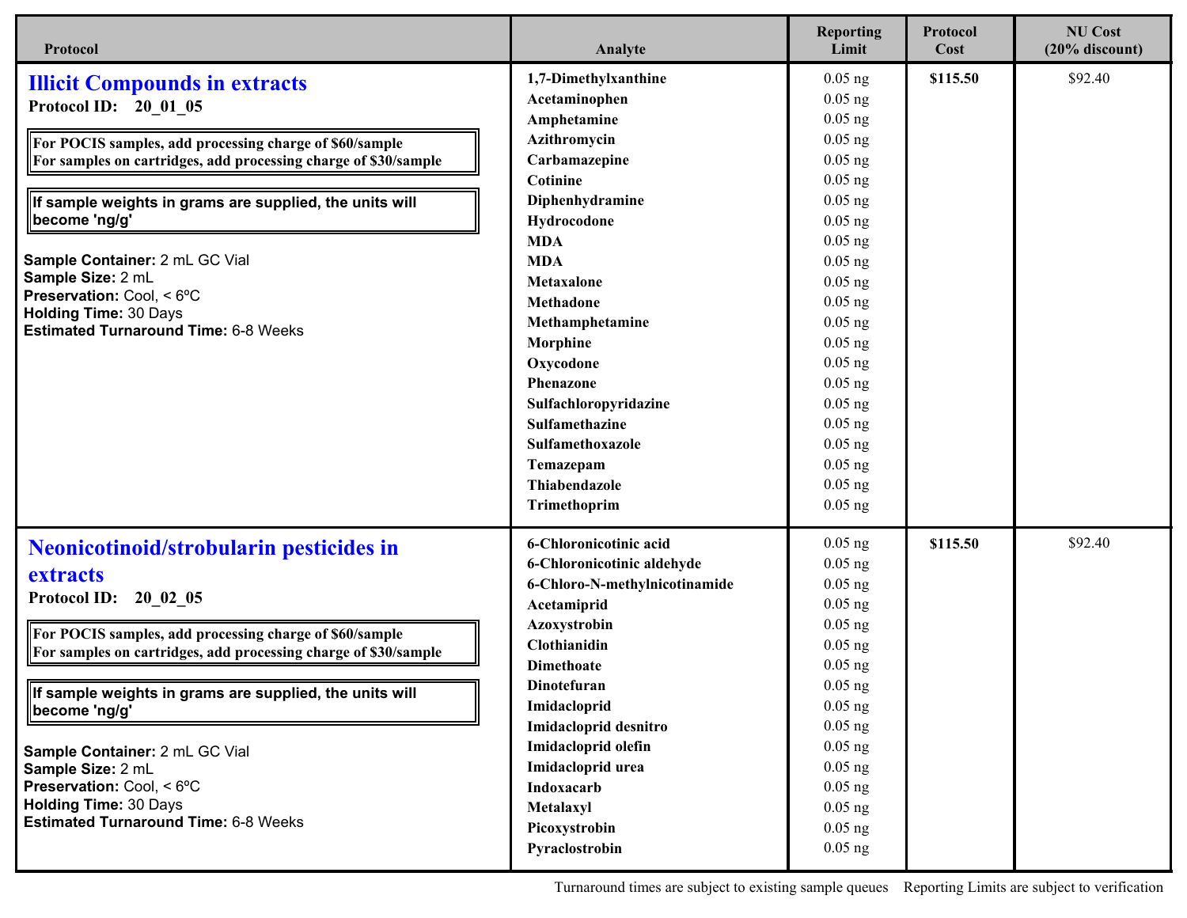| Protocol | Analyte | Reporting Limit | Protocol Cost | NU Cost (20% discount) |
|---|---|---|---|---|
| **Illicit Compounds in extracts**<br>**Protocol ID: 20_01_05**<br>For POCIS samples, add processing charge of $60/sample<br>For samples on cartridges, add processing charge of $30/sample<br>If sample weights in grams are supplied, the units will become 'ng/g'<br>**Sample Container:** 2 mL GC Vial<br>**Sample Size:** 2 mL<br>**Preservation:** Cool, < 6ºC<br>**Holding Time:** 30 Days<br>**Estimated Turnaround Time:** 6-8 Weeks | 1,7-Dimethylxanthine | 0.05 ng | **$115.50** | $92.40 |
| | Acetaminophen | 0.05 ng | | |
| | Amphetamine | 0.05 ng | | |
| | Azithromycin | 0.05 ng | | |
| | Carbamazepine | 0.05 ng | | |
| | Cotinine | 0.05 ng | | |
| | Diphenhydramine | 0.05 ng | | |
| | Hydrocodone | 0.05 ng | | |
| | MDA | 0.05 ng | | |
| | MDA | 0.05 ng | | |
| | Metaxalone | 0.05 ng | | |
| | Methadone | 0.05 ng | | |
| | Methamphetamine | 0.05 ng | | |
| | Morphine | 0.05 ng | | |
| | Oxycodone | 0.05 ng | | |
| | Phenazone | 0.05 ng | | |
| | Sulfachloropyridazine | 0.05 ng | | |
| | Sulfamethazine | 0.05 ng | | |
| | Sulfamethoxazole | 0.05 ng | | |
| | Temazepam | 0.05 ng | | |
| | Thiabendazole | 0.05 ng | | |
| | Trimethoprim | 0.05 ng | | |
| **Neonicotinoid/strobularin pesticides in extracts**<br>**Protocol ID: 20_02_05**<br>For POCIS samples, add processing charge of $60/sample<br>For samples on cartridges, add processing charge of $30/sample<br>If sample weights in grams are supplied, the units will become 'ng/g'<br>**Sample Container:** 2 mL GC Vial<br>**Sample Size:** 2 mL<br>**Preservation:** Cool, < 6ºC<br>**Holding Time:** 30 Days<br>**Estimated Turnaround Time:** 6-8 Weeks | 6-Chloronicotinic acid | 0.05 ng | **$115.50** | $92.40 |
| | 6-Chloronicotinic aldehyde | 0.05 ng | | |
| | 6-Chloro-N-methylnicotinamide | 0.05 ng | | |
| | Acetamiprid | 0.05 ng | | |
| | Azoxystrobin | 0.05 ng | | |
| | Clothianidin | 0.05 ng | | |
| | Dimethoate | 0.05 ng | | |
| | Dinotefuran | 0.05 ng | | |
| | Imidacloprid | 0.05 ng | | |
| | Imidacloprid desnitro | 0.05 ng | | |
| | Imidacloprid olefin | 0.05 ng | | |
| | Imidacloprid urea | 0.05 ng | | |
| | Indoxacarb | 0.05 ng | | |
| | Metalaxyl | 0.05 ng | | |
| | Picoxystrobin | 0.05 ng | | |
| | Pyraclostrobin | 0.05 ng | | |

Turnaround times are subject to existing sample queues    Reporting Limits are subject to verification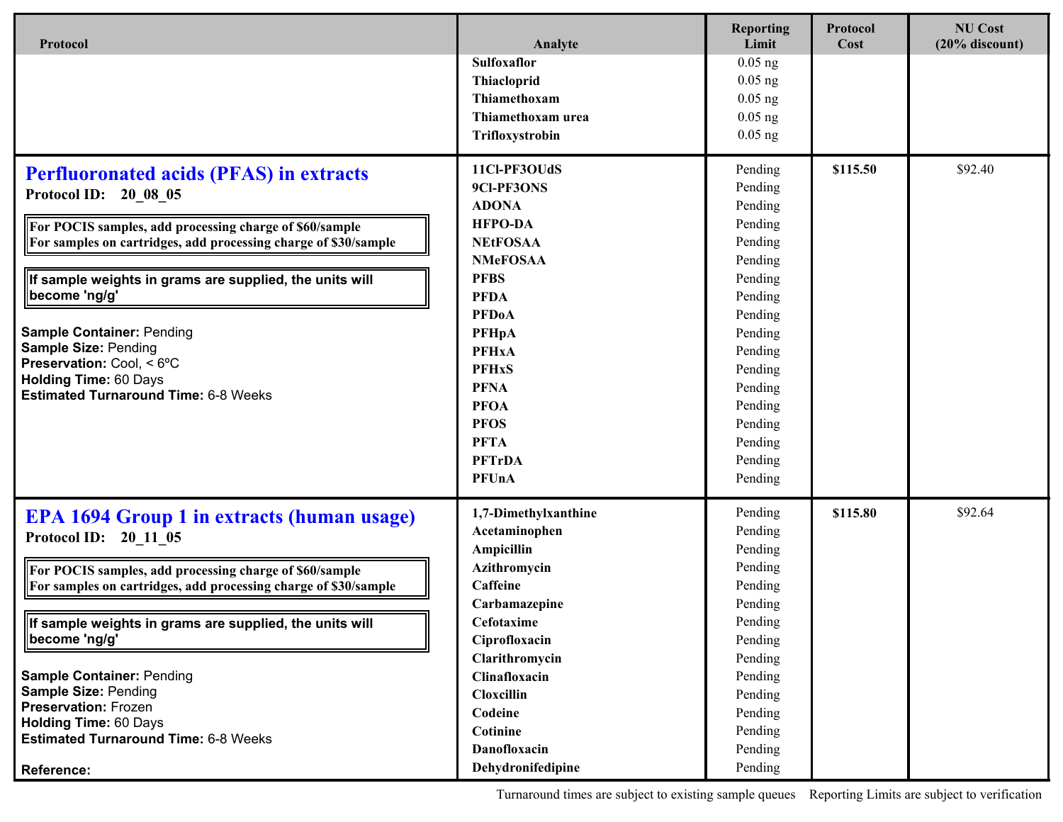| Protocol | Analyte | Reporting Limit | Protocol Cost | NU Cost (20% discount) |
|---|---|---|---|---|
| | Sulfoxaflor | 0.05 ng | | |
| | Thiacloprid | 0.05 ng | | |
| | Thiamethoxam | 0.05 ng | | |
| | Thiamethoxam urea | 0.05 ng | | |
| | Trifloxystrobin | 0.05 ng | | |
| **Perfluoronated acids (PFAS) in extracts**<br>**Protocol ID: 20_08_05**<br>For POCIS samples, add processing charge of $60/sample<br>For samples on cartridges, add processing charge of $30/sample<br>If sample weights in grams are supplied, the units will become 'ng/g'<br>**Sample Container:** Pending<br>**Sample Size:** Pending<br>**Preservation:** Cool, < 6ºC<br>**Holding Time:** 60 Days<br>**Estimated Turnaround Time:** 6-8 Weeks | 11Cl-PF3OUdS | Pending | $115.50 | $92.40 |
| | 9Cl-PF3ONS | Pending | | |
| | ADONA | Pending | | |
| | HFPO-DA | Pending | | |
| | NEtFOSAA | Pending | | |
| | NMeFOSAA | Pending | | |
| | PFBS | Pending | | |
| | PFDA | Pending | | |
| | PFDoA | Pending | | |
| | PFHpA | Pending | | |
| | PFHxA | Pending | | |
| | PFHxS | Pending | | |
| | PFNA | Pending | | |
| | PFOA | Pending | | |
| | PFOS | Pending | | |
| | PFTA | Pending | | |
| | PFTrDA | Pending | | |
| | PFUnA | Pending | | |
| **EPA 1694 Group 1 in extracts (human usage)**<br>**Protocol ID: 20_11_05**<br>For POCIS samples, add processing charge of $60/sample<br>For samples on cartridges, add processing charge of $30/sample<br>If sample weights in grams are supplied, the units will become 'ng/g'<br>**Sample Container:** Pending<br>**Sample Size:** Pending<br>**Preservation:** Frozen<br>**Holding Time:** 60 Days<br>**Estimated Turnaround Time:** 6-8 Weeks<br>**Reference:** | 1,7-Dimethylxanthine | Pending | $115.80 | $92.64 |
| | Acetaminophen | Pending | | |
| | Ampicillin | Pending | | |
| | Azithromycin | Pending | | |
| | Caffeine | Pending | | |
| | Carbamazepine | Pending | | |
| | Cefotaxime | Pending | | |
| | Ciprofloxacin | Pending | | |
| | Clarithromycin | Pending | | |
| | Clinafloxacin | Pending | | |
| | Cloxcillin | Pending | | |
| | Codeine | Pending | | |
| | Cotinine | Pending | | |
| | Danofloxacin | Pending | | |
| | Dehydronifedipine | Pending | | |

Turnaround times are subject to existing sample queues    Reporting Limits are subject to verification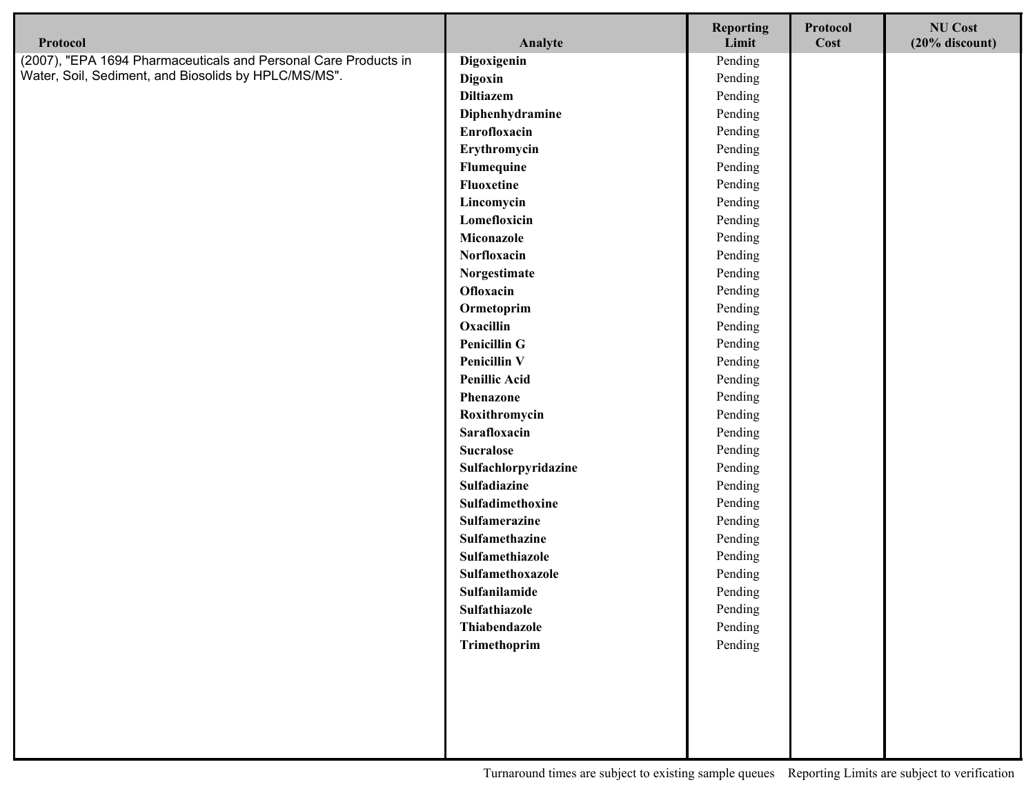| Protocol | Analyte | Reporting Limit | Protocol Cost | NU Cost (20% discount) |
|---|---|---|---|---|
| (2007), "EPA 1694 Pharmaceuticals and Personal Care Products in Water, Soil, Sediment, and Biosolids by HPLC/MS/MS". | **Digoxigenin** | Pending | | |
| | **Digoxin** | Pending | | |
| | **Diltiazem** | Pending | | |
| | **Diphenhydramine** | Pending | | |
| | **Enrofloxacin** | Pending | | |
| | **Erythromycin** | Pending | | |
| | **Flumequine** | Pending | | |
| | **Fluoxetine** | Pending | | |
| | **Lincomycin** | Pending | | |
| | **Lomefloxicin** | Pending | | |
| | **Miconazole** | Pending | | |
| | **Norfloxacin** | Pending | | |
| | **Norgestimate** | Pending | | |
| | **Ofloxacin** | Pending | | |
| | **Ormetoprim** | Pending | | |
| | **Oxacillin** | Pending | | |
| | **Penicillin G** | Pending | | |
| | **Penicillin V** | Pending | | |
| | **Penillic Acid** | Pending | | |
| | **Phenazone** | Pending | | |
| | **Roxithromycin** | Pending | | |
| | **Sarafloxacin** | Pending | | |
| | **Sucralose** | Pending | | |
| | **Sulfachlorpyridazine** | Pending | | |
| | **Sulfadiazine** | Pending | | |
| | **Sulfadimethoxine** | Pending | | |
| | **Sulfamerazine** | Pending | | |
| | **Sulfamethazine** | Pending | | |
| | **Sulfamethiazole** | Pending | | |
| | **Sulfamethoxazole** | Pending | | |
| | **Sulfanilamide** | Pending | | |
| | **Sulfathiazole** | Pending | | |
| | **Thiabendazole** | Pending | | |
| | **Trimethoprim** | Pending | | |

Turnaround times are subject to existing sample queues    Reporting Limits are subject to verification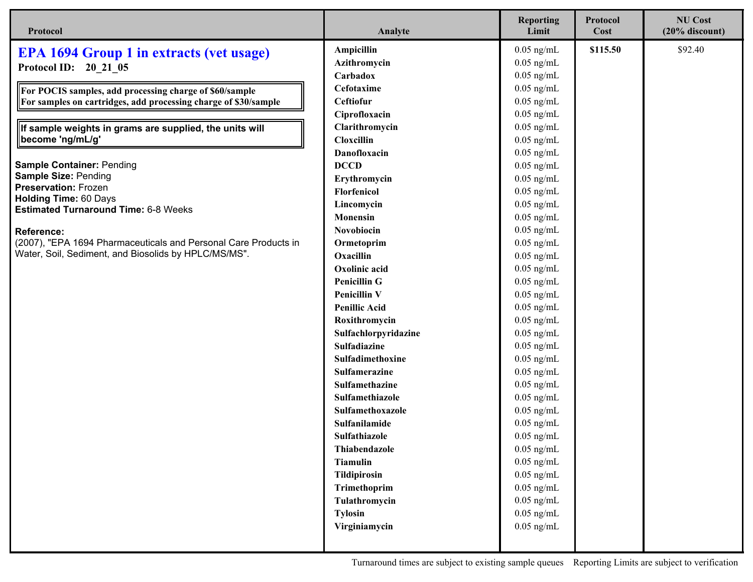| Protocol | Analyte | Reporting Limit | Protocol Cost | NU Cost (20% discount) |
|---|---|---|---|---|
| **EPA 1694 Group 1 in extracts (vet usage)** | Ampicillin | 0.05 ng/mL | **$115.50** | $92.40 |
| **Protocol ID: 20_21_05** | Azithromycin | 0.05 ng/mL | | |
| | Carbadox | 0.05 ng/mL | | |
| **For POCIS samples, add processing charge of $60/sample** | Cefotaxime | 0.05 ng/mL | | |
| **For samples on cartridges, add processing charge of $30/sample** | Ceftiofur | 0.05 ng/mL | | |
| | Ciprofloxacin | 0.05 ng/mL | | |
| **If sample weights in grams are supplied, the units will become 'ng/mL/g'** | Clarithromycin | 0.05 ng/mL | | |
| | Cloxcillin | 0.05 ng/mL | | |
| | Danofloxacin | 0.05 ng/mL | | |
| **Sample Container:** Pending | DCCD | 0.05 ng/mL | | |
| **Sample Size:** Pending | Erythromycin | 0.05 ng/mL | | |
| **Preservation:** Frozen | Florfenicol | 0.05 ng/mL | | |
| **Holding Time:** 60 Days | Lincomycin | 0.05 ng/mL | | |
| **Estimated Turnaround Time:** 6-8 Weeks | Monensin | 0.05 ng/mL | | |
| | Novobiocin | 0.05 ng/mL | | |
| **Reference:** | Ormetoprim | 0.05 ng/mL | | |
| (2007), "EPA 1694 Pharmaceuticals and Personal Care Products in Water, Soil, Sediment, and Biosolids by HPLC/MS/MS". | Oxacillin | 0.05 ng/mL | | |
| | Oxolinic acid | 0.05 ng/mL | | |
| | Penicillin G | 0.05 ng/mL | | |
| | Penicillin V | 0.05 ng/mL | | |
| | Penillic Acid | 0.05 ng/mL | | |
| | Roxithromycin | 0.05 ng/mL | | |
| | Sulfachlorpyridazine | 0.05 ng/mL | | |
| | Sulfadiazine | 0.05 ng/mL | | |
| | Sulfadimethoxine | 0.05 ng/mL | | |
| | Sulfamerazine | 0.05 ng/mL | | |
| | Sulfamethazine | 0.05 ng/mL | | |
| | Sulfamethiazole | 0.05 ng/mL | | |
| | Sulfamethoxazole | 0.05 ng/mL | | |
| | Sulfanilamide | 0.05 ng/mL | | |
| | Sulfathiazole | 0.05 ng/mL | | |
| | Thiabendazole | 0.05 ng/mL | | |
| | Tiamulin | 0.05 ng/mL | | |
| | Tildipirosin | 0.05 ng/mL | | |
| | Trimethoprim | 0.05 ng/mL | | |
| | Tulathromycin | 0.05 ng/mL | | |
| | Tylosin | 0.05 ng/mL | | |
| | Virginiamycin | 0.05 ng/mL | | |

Turnaround times are subject to existing sample queues    Reporting Limits are subject to verification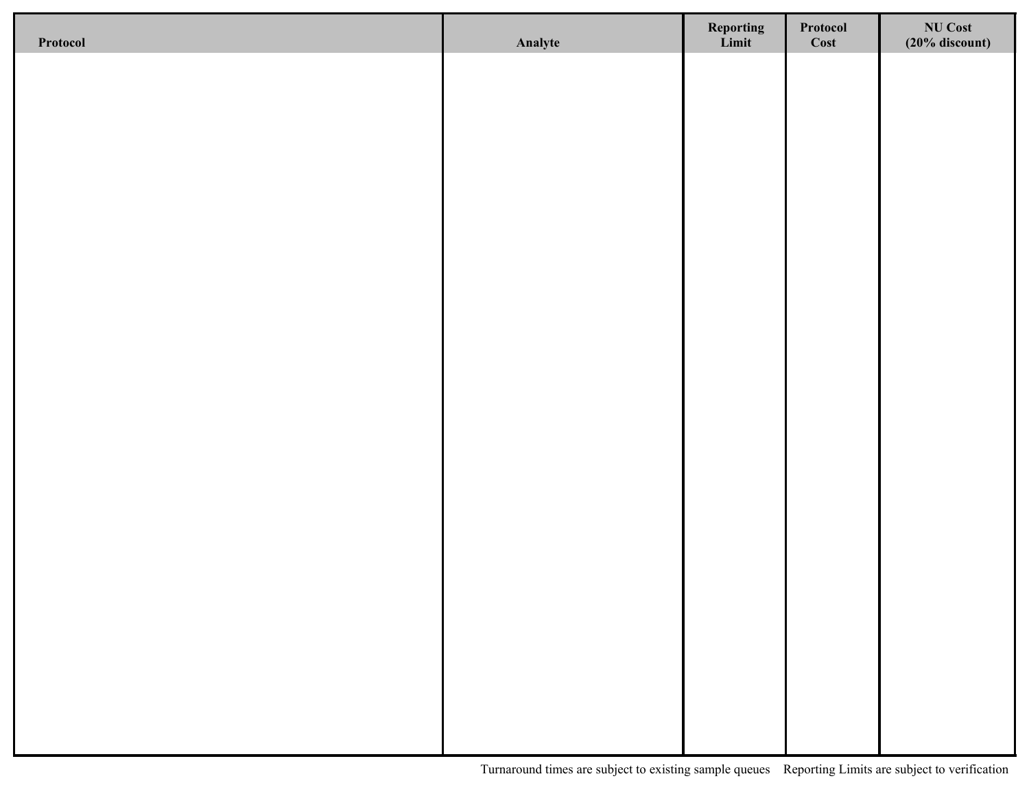| Protocol | Analyte | Reporting Limit | Protocol Cost | NU Cost (20% discount) |
| --- | --- | --- | --- | --- |
| | | | | |

Turnaround times are subject to existing sample queues    Reporting Limits are subject to verification